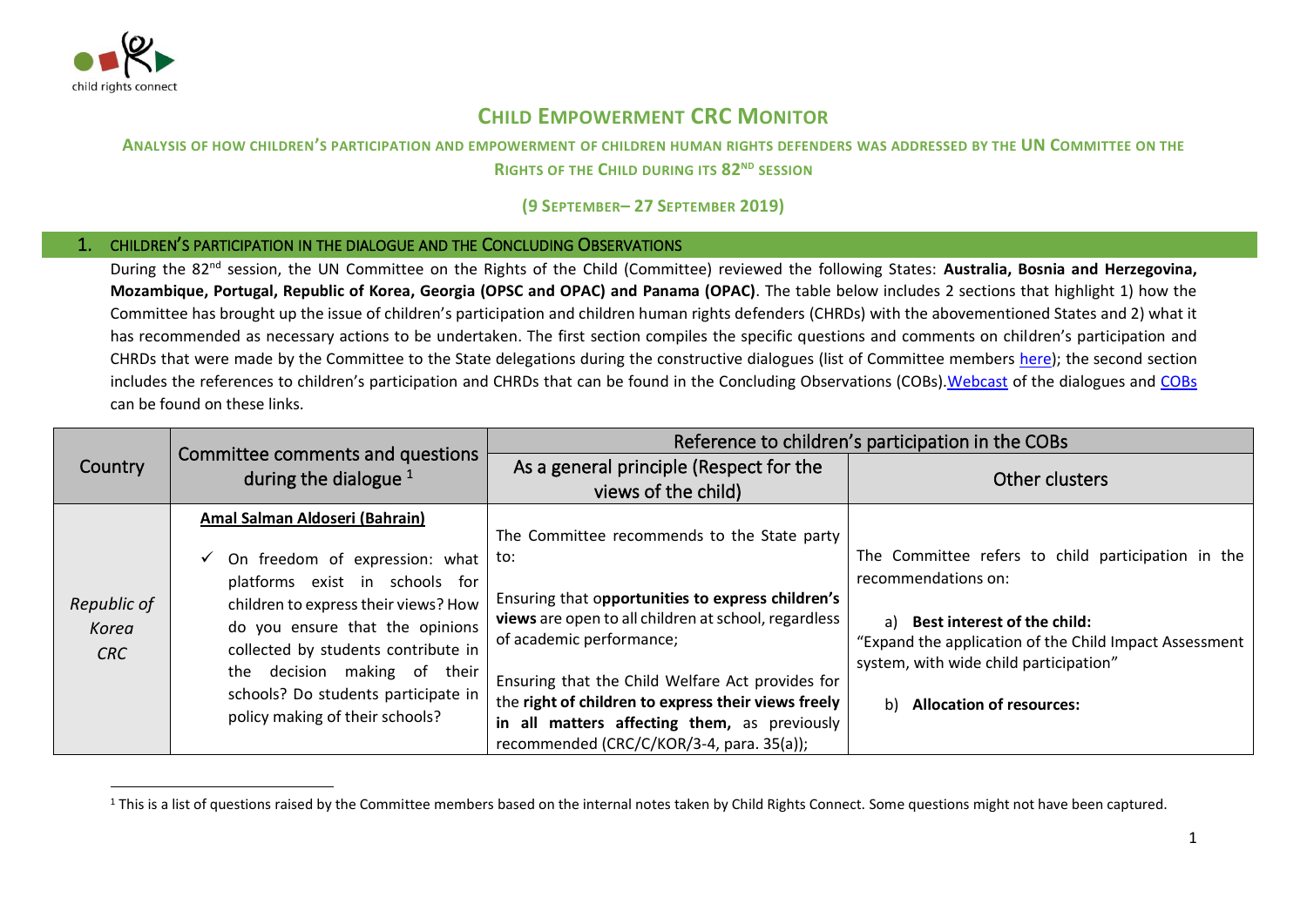# CHILD EMPOWERMENT CRC MONITOR

## ANALYSIS OF HOW CHILDREN'S PARTICIPATION AND EMPOWERMENT OF CHILDREN HUMAN RIGHTS DEFENDERS WAS ADDRESSED BY THE UN COMMITTEE ON THE RIGHTS OF THE CHILD DURING ITS 82ND SESSION

**(9 SEPTEMBER– 27 SEPTEMBER 2019)**

## 1. CHILDREN'S PARTICIPATION IN THE DIALOGUE AND THE CONCLUDING OBSERVATIONS

During the 82nd session, the UN Committee on the Rights of the Child (Committee) reviewed the following States: **Australia, Bosnia and Herzegovina, Mozambique, Portugal, Republic of Korea, Georgia (OPSC and OPAC) and Panama (OPAC)**. The table below includes 2 sections that highlight 1) how the Committee has brought up the issue of children's participation and children human rights defenders (CHRDs) with the abovementioned States and 2) what it has recommended as necessary actions to be undertaken. The first section compiles the specific questions and comments on children's participation and CHRDs that were made by the Committee to the State delegations during the constructive dialogues (list of Committee members here); the second section includes the references to children's participation and CHRDs that can be found in the Concluding Observations (COBs). Webcast of the dialogues and COBs can be found on these links.

| Country | Committee comments and questions during the dialogue [1] | Reference to children's participation in the COBs | |
|---|---|---|---|
| | | As a general principle (Respect for the views of the child) | Other clusters |
| *Republic of Korea CRC* | **Amal Salman Aldoseri (Bahrain)**<br><br>✓ On freedom of expression: what platforms exist in schools for children to express their views? How do you ensure that the opinions collected by students contribute in the decision making of their schools? Do students participate in policy making of their schools? | The Committee recommends to the State party to:<br><br>Ensuring that o**pportunities to express children's views** are open to all children at school, regardless of academic performance;<br><br>Ensuring that the Child Welfare Act provides for the **right of children to express their views freely in all matters affecting them,** as previously recommended (CRC/C/KOR/3-4, para. 35(a)); | The Committee refers to child participation in the recommendations on:<br><br>a) **Best interest of the child:**<br>"Expand the application of the Child Impact Assessment system, with wide child participation"<br><br>b) **Allocation of resources:** |

[1] This is a list of questions raised by the Committee members based on the internal notes taken by Child Rights Connect. Some questions might not have been captured.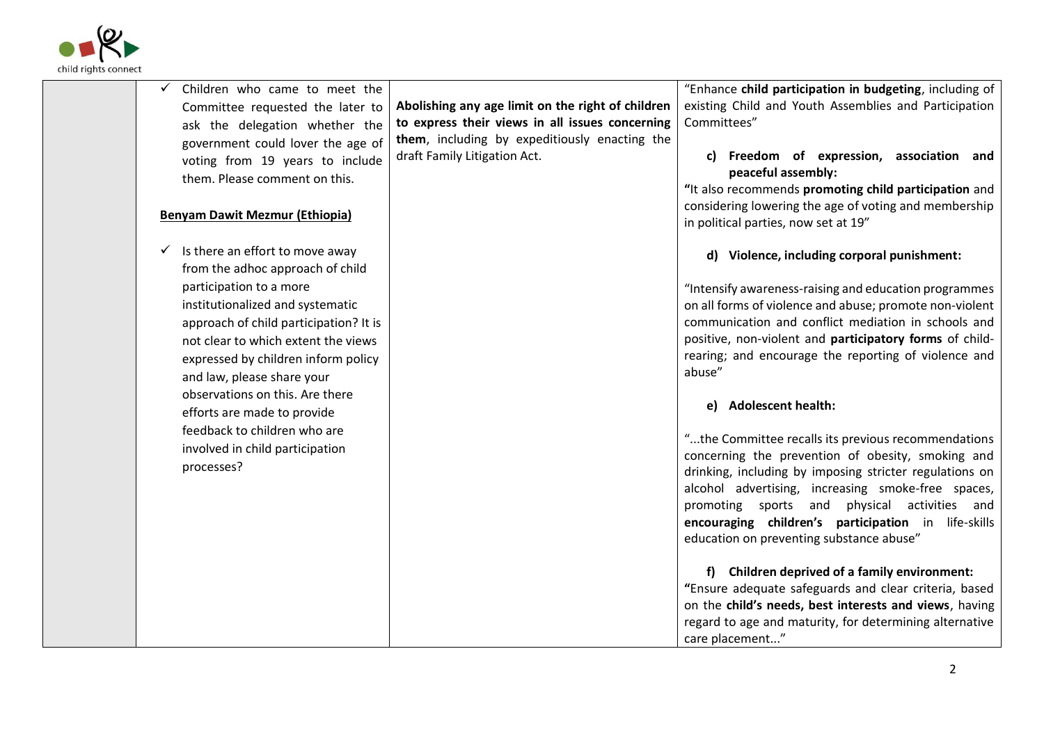| | | | |
|---|---|---|---|
| | ✓ Children who came to meet the Committee requested the later to ask the delegation whether the government could lover the age of voting from 19 years to include them. Please comment on this.<br><br>**Benyam Dawit Mezmur (Ethiopia)**<br><br>✓ Is there an effort to move away from the adhoc approach of child participation to a more institutionalized and systematic approach of child participation? It is not clear to which extent the views expressed by children inform policy and law, please share your observations on this. Are there efforts are made to provide feedback to children who are involved in child participation processes? | **Abolishing any age limit on the right of children to express their views in all issues concerning them**, including by expeditiously enacting the draft Family Litigation Act. | "Enhance **child participation in budgeting**, including of existing Child and Youth Assemblies and Participation Committees"<br><br>**c) Freedom of expression, association and peaceful assembly:**<br>**"**It also recommends **promoting child participation** and considering lowering the age of voting and membership in political parties, now set at 19"<br><br>**d) Violence, including corporal punishment:**<br><br>"Intensify awareness-raising and education programmes on all forms of violence and abuse; promote non-violent communication and conflict mediation in schools and positive, non-violent and **participatory forms** of child-rearing; and encourage the reporting of violence and abuse"<br><br>**e) Adolescent health:**<br><br>"...the Committee recalls its previous recommendations concerning the prevention of obesity, smoking and drinking, including by imposing stricter regulations on alcohol advertising, increasing smoke-free spaces, promoting sports and physical activities and **encouraging children's participation** in life-skills education on preventing substance abuse"<br><br>**f) Children deprived of a family environment:**<br>**"**Ensure adequate safeguards and clear criteria, based on the **child's needs, best interests and views**, having regard to age and maturity, for determining alternative care placement..." |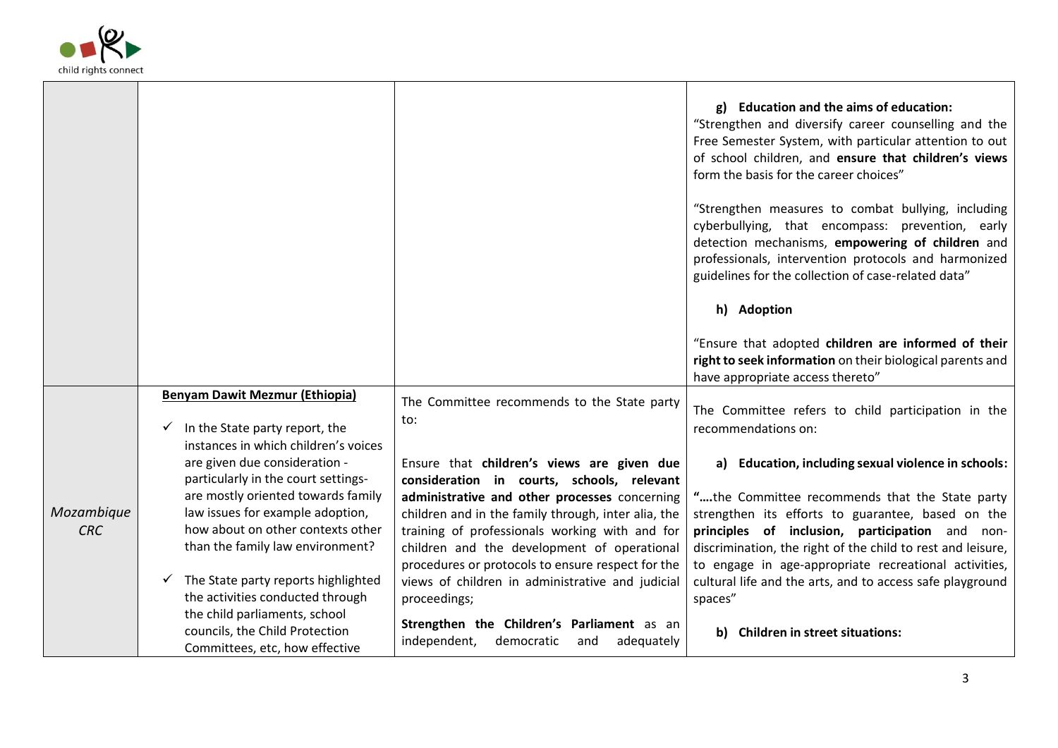| | | | |
|---|---|---|---|
| | | | **g) Education and the aims of education:**<br>"Strengthen and diversify career counselling and the Free Semester System, with particular attention to out of school children, and **ensure that children's views** form the basis for the career choices"<br><br>"Strengthen measures to combat bullying, including cyberbullying, that encompass: prevention, early detection mechanisms, **empowering of children** and professionals, intervention protocols and harmonized guidelines for the collection of case-related data"<br><br>**h) Adoption**<br><br>"Ensure that adopted **children are informed of their right to seek information** on their biological parents and have appropriate access thereto" |
| *Mozambique CRC* | **Benyam Dawit Mezmur (Ethiopia)**<br><br>✓ In the State party report, the instances in which children's voices are given due consideration - particularly in the court settings- are mostly oriented towards family law issues for example adoption, how about on other contexts other than the family law environment?<br><br>✓ The State party reports highlighted the activities conducted through the child parliaments, school councils, the Child Protection Committees, etc, how effective | The Committee recommends to the State party to:<br><br>Ensure that **children's views are given due consideration in courts, schools, relevant administrative and other processes** concerning children and in the family through, inter alia, the training of professionals working with and for children and the development of operational procedures or protocols to ensure respect for the views of children in administrative and judicial proceedings;<br><br>**Strengthen the Children's Parliament** as an independent, democratic and adequately | The Committee refers to child participation in the recommendations on:<br><br>**a) Education, including sexual violence in schools:**<br><br>**"….**the Committee recommends that the State party strengthen its efforts to guarantee, based on the **principles of inclusion, participation** and non-discrimination, the right of the child to rest and leisure, to engage in age-appropriate recreational activities, cultural life and the arts, and to access safe playground spaces"<br><br>**b) Children in street situations:** |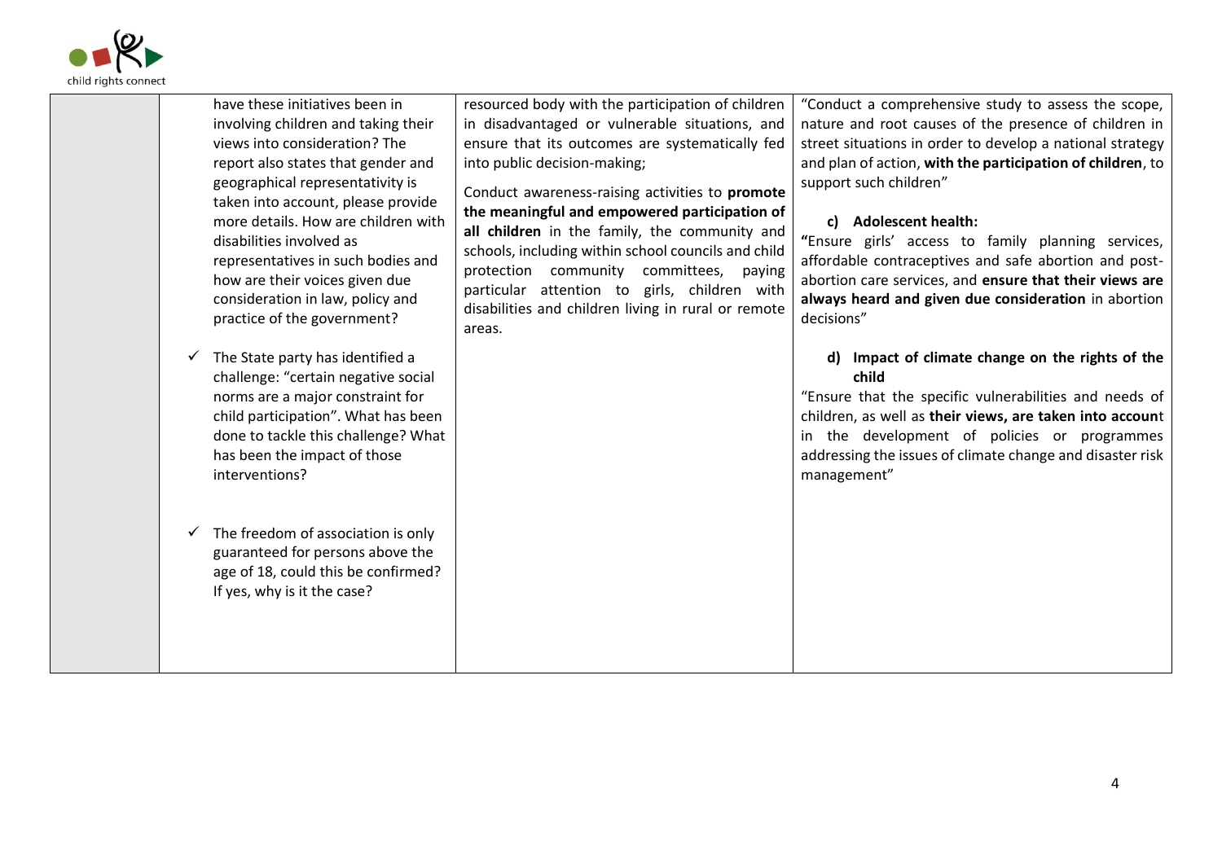| | | | |
|---|---|---|---|
| | have these initiatives been in involving children and taking their views into consideration? The report also states that gender and geographical representativity is taken into account, please provide more details. How are children with disabilities involved as representatives in such bodies and how are their voices given due consideration in law, policy and practice of the government?<br><br>✓ The State party has identified a challenge: "certain negative social norms are a major constraint for child participation". What has been done to tackle this challenge? What has been the impact of those interventions?<br><br>✓ The freedom of association is only guaranteed for persons above the age of 18, could this be confirmed? If yes, why is it the case? | resourced body with the participation of children in disadvantaged or vulnerable situations, and ensure that its outcomes are systematically fed into public decision-making;<br><br>Conduct awareness-raising activities to **promote the meaningful and empowered participation of all children** in the family, the community and schools, including within school councils and child protection community committees, paying particular attention to girls, children with disabilities and children living in rural or remote areas. | "Conduct a comprehensive study to assess the scope, nature and root causes of the presence of children in street situations in order to develop a national strategy and plan of action, **with the participation of children**, to support such children"<br><br>**c) Adolescent health:**<br>**"**Ensure girls' access to family planning services, affordable contraceptives and safe abortion and post-abortion care services, and **ensure that their views are always heard and given due consideration** in abortion decisions"<br><br>**d) Impact of climate change on the rights of the child**<br>"Ensure that the specific vulnerabilities and needs of children, as well as **their views, are taken into account** in the development of policies or programmes addressing the issues of climate change and disaster risk management" |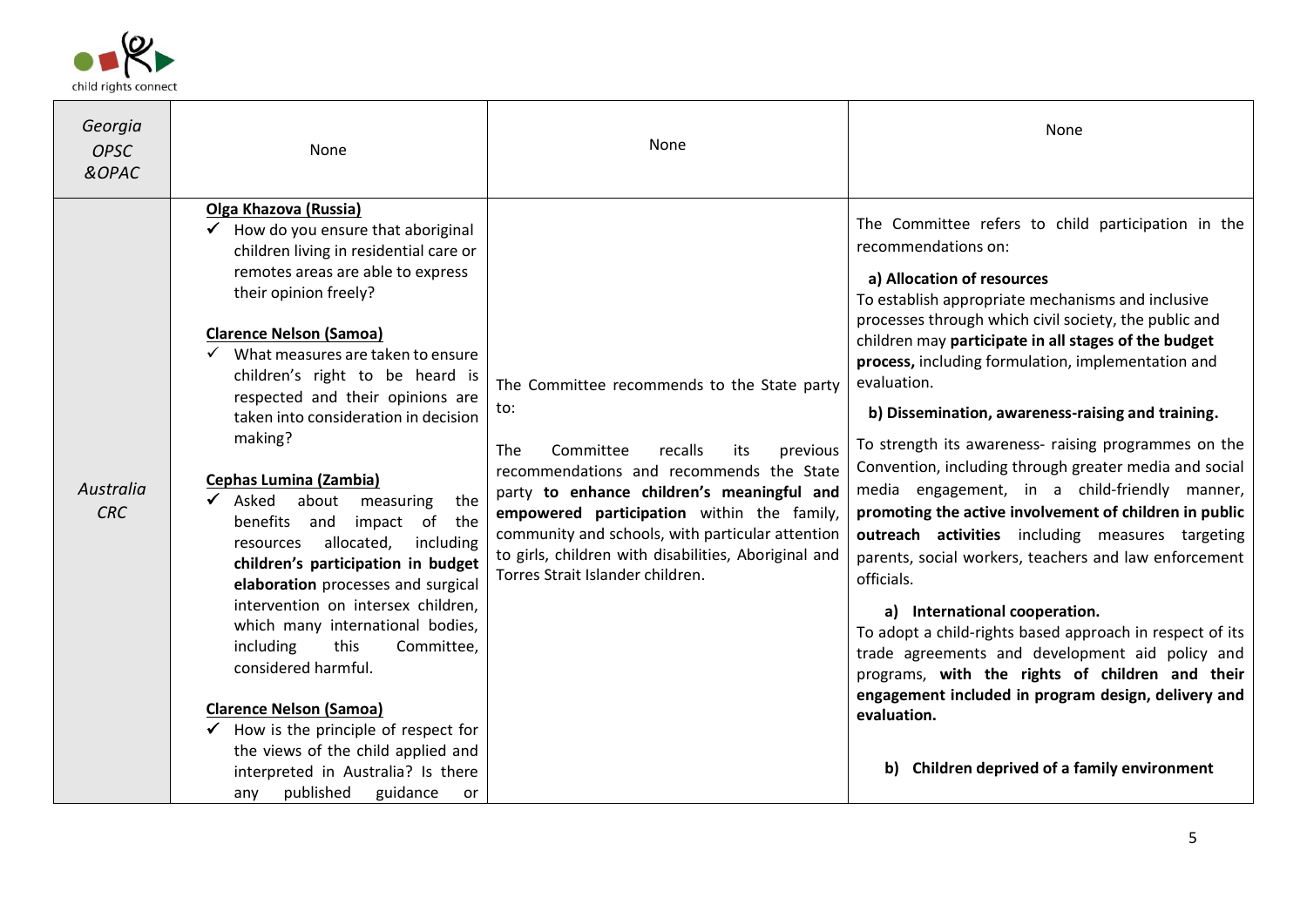| | | | |
|---|---|---|---|
| *Georgia OPSC &OPAC* | None | None | None |
| *Australia CRC* | **Olga Khazova (Russia)**<br>✓ How do you ensure that aboriginal children living in residential care or remotes areas are able to express their opinion freely?<br><br>**Clarence Nelson (Samoa)**<br>✓ What measures are taken to ensure children's right to be heard is respected and their opinions are taken into consideration in decision making?<br><br>**Cephas Lumina (Zambia)**<br>✓ Asked about measuring the benefits and impact of the resources allocated, including **children's participation in budget elaboration** processes and surgical intervention on intersex children, which many international bodies, including this Committee, considered harmful.<br><br>**Clarence Nelson (Samoa)**<br>✓ How is the principle of respect for the views of the child applied and interpreted in Australia? Is there any published guidance or | The Committee recommends to the State party to:<br><br>The Committee recalls its previous recommendations and recommends the State party **to enhance children's meaningful and empowered participation** within the family, community and schools, with particular attention to girls, children with disabilities, Aboriginal and Torres Strait Islander children. | The Committee refers to child participation in the recommendations on:<br><br>**a) Allocation of resources**<br>To establish appropriate mechanisms and inclusive processes through which civil society, the public and children may **participate in all stages of the budget process,** including formulation, implementation and evaluation.<br><br>**b) Dissemination, awareness-raising and training.**<br>To strength its awareness- raising programmes on the Convention, including through greater media and social media engagement, in a child-friendly manner, **promoting the active involvement of children in public outreach activities** including measures targeting parents, social workers, teachers and law enforcement officials.<br><br>**a) International cooperation.**<br>To adopt a child-rights based approach in respect of its trade agreements and development aid policy and programs, **with the rights of children and their engagement included in program design, delivery and evaluation.**<br><br>**b) Children deprived of a family environment** |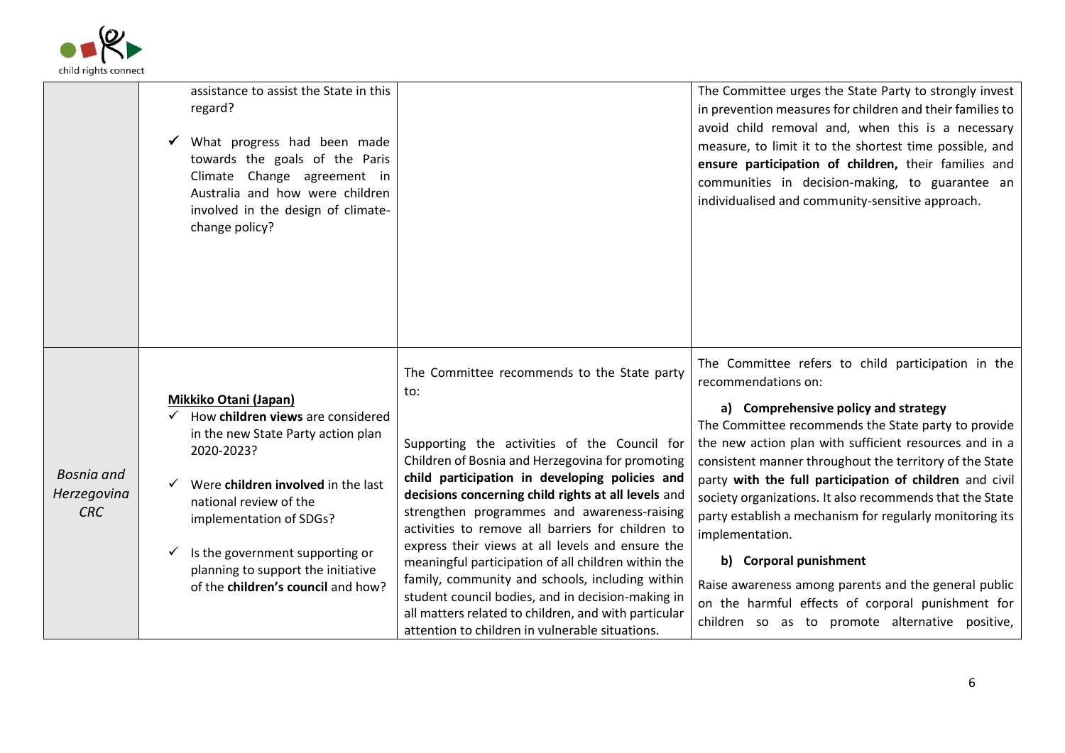| | | | |
|---|---|---|---|
| | assistance to assist the State in this regard?<br><br>✓ What progress had been made towards the goals of the Paris Climate Change agreement in Australia and how were children involved in the design of climate-change policy? | | The Committee urges the State Party to strongly invest in prevention measures for children and their families to avoid child removal and, when this is a necessary measure, to limit it to the shortest time possible, and **ensure participation of children,** their families and communities in decision-making, to guarantee an individualised and community-sensitive approach. |
| *Bosnia and Herzegovina CRC* | **Mikkiko Otani (Japan)**<br>✓ How **children views** are considered in the new State Party action plan 2020-2023?<br><br>✓ Were **children involved** in the last national review of the implementation of SDGs?<br><br>✓ Is the government supporting or planning to support the initiative of the **children's council** and how? | The Committee recommends to the State party to:<br><br>Supporting the activities of the Council for Children of Bosnia and Herzegovina for promoting **child participation in developing policies and decisions concerning child rights at all levels** and strengthen programmes and awareness-raising activities to remove all barriers for children to express their views at all levels and ensure the meaningful participation of all children within the family, community and schools, including within student council bodies, and in decision-making in all matters related to children, and with particular attention to children in vulnerable situations. | The Committee refers to child participation in the recommendations on:<br><br>**a) Comprehensive policy and strategy**<br>The Committee recommends the State party to provide the new action plan with sufficient resources and in a consistent manner throughout the territory of the State party **with the full participation of children** and civil society organizations. It also recommends that the State party establish a mechanism for regularly monitoring its implementation.<br><br>**b) Corporal punishment**<br>Raise awareness among parents and the general public on the harmful effects of corporal punishment for children so as to promote alternative positive, |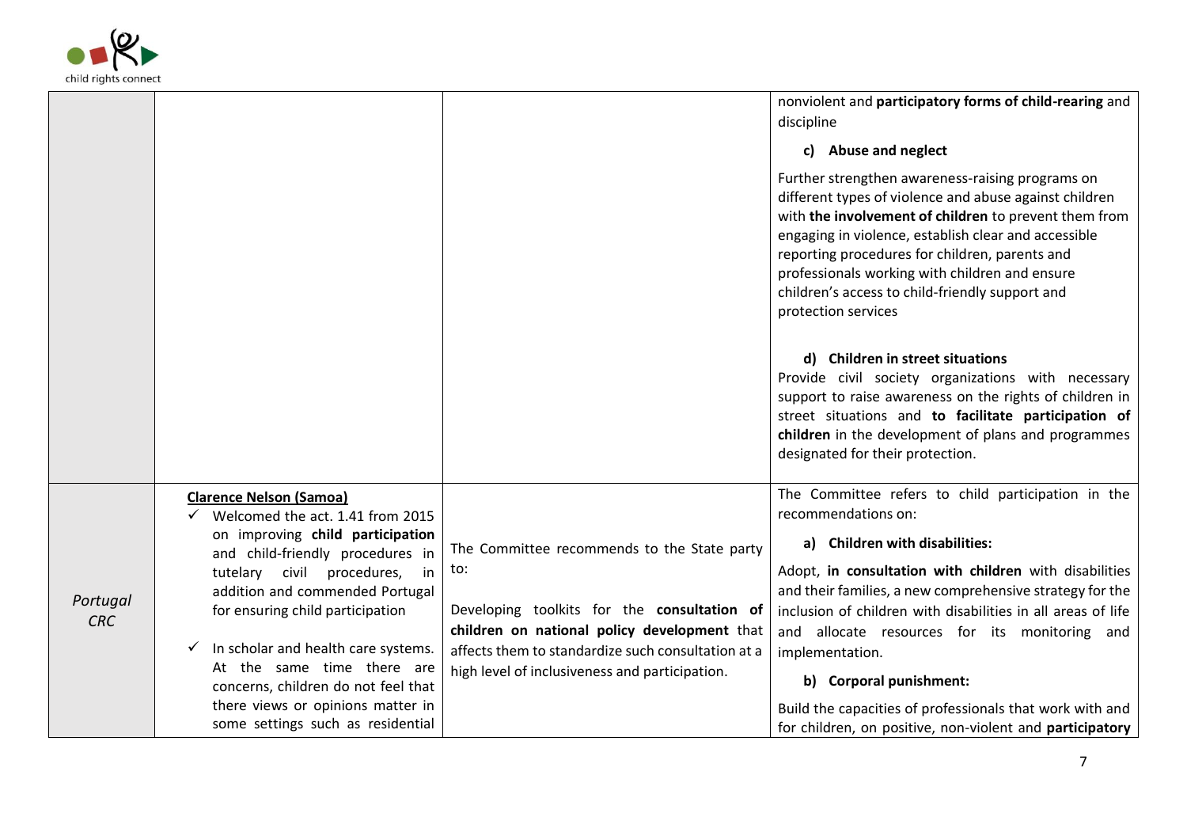| | | | |
|---|---|---|---|
| | | | nonviolent and **participatory forms of child-rearing** and discipline<br><br>**c) Abuse and neglect**<br><br>Further strengthen awareness-raising programs on different types of violence and abuse against children with **the involvement of children** to prevent them from engaging in violence, establish clear and accessible reporting procedures for children, parents and professionals working with children and ensure children's access to child-friendly support and protection services<br><br>**d) Children in street situations**<br>Provide civil society organizations with necessary support to raise awareness on the rights of children in street situations and **to facilitate participation of children** in the development of plans and programmes designated for their protection. |
| *Portugal CRC* | **Clarence Nelson (Samoa)**<br>✓ Welcomed the act. 1.41 from 2015 on improving **child participation** and child-friendly procedures in tutelary civil procedures, in addition and commended Portugal for ensuring child participation<br><br>✓ In scholar and health care systems. At the same time there are concerns, children do not feel that there views or opinions matter in some settings such as residential | The Committee recommends to the State party to:<br><br>Developing toolkits for the **consultation of children on national policy development** that affects them to standardize such consultation at a high level of inclusiveness and participation. | The Committee refers to child participation in the recommendations on:<br><br>**a) Children with disabilities:**<br><br>Adopt, **in consultation with children** with disabilities and their families, a new comprehensive strategy for the inclusion of children with disabilities in all areas of life and allocate resources for its monitoring and implementation.<br><br>**b) Corporal punishment:**<br><br>Build the capacities of professionals that work with and for children, on positive, non-violent and **participatory** |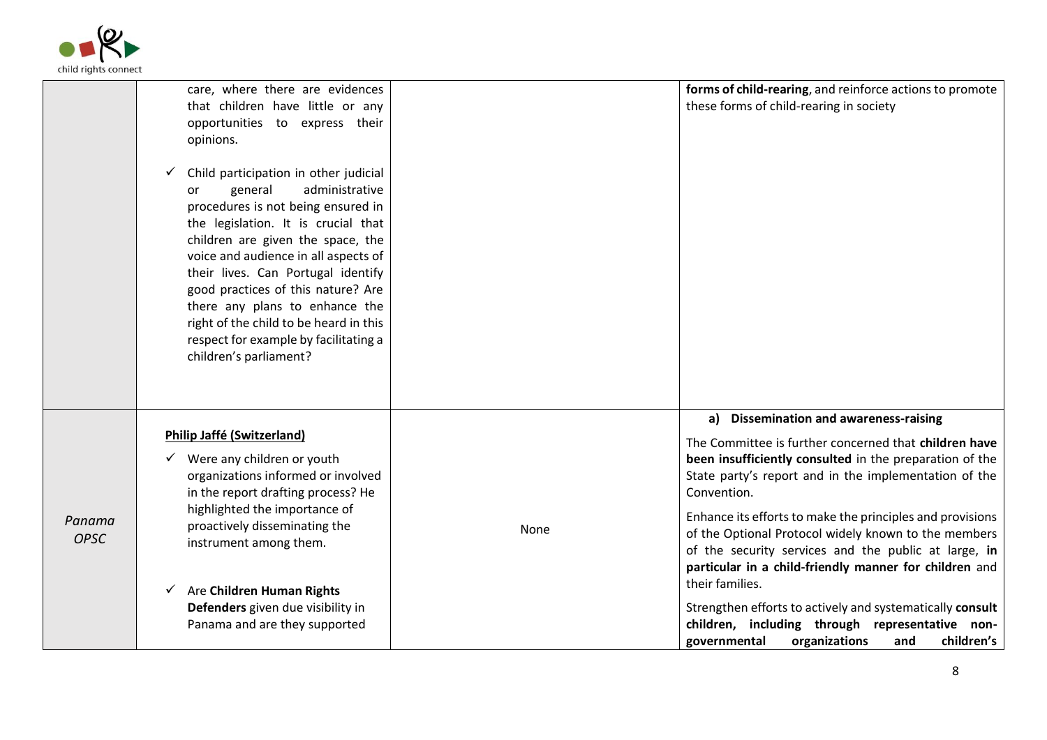| | | | |
|---|---|---|---|
| | care, where there are evidences that children have little or any opportunities to express their opinions.<br><br>✓ Child participation in other judicial or general administrative procedures is not being ensured in the legislation. It is crucial that children are given the space, the voice and audience in all aspects of their lives. Can Portugal identify good practices of this nature? Are there any plans to enhance the right of the child to be heard in this respect for example by facilitating a children's parliament? | | **forms of child-rearing**, and reinforce actions to promote these forms of child-rearing in society |
| *Panama OPSC* | **Philip Jaffé (Switzerland)**<br><br>✓ Were any children or youth organizations informed or involved in the report drafting process? He highlighted the importance of proactively disseminating the instrument among them.<br><br>✓ Are **Children Human Rights Defenders** given due visibility in Panama and are they supported | None | **a) Dissemination and awareness-raising**<br><br>The Committee is further concerned that **children have been insufficiently consulted** in the preparation of the State party's report and in the implementation of the Convention.<br><br>Enhance its efforts to make the principles and provisions of the Optional Protocol widely known to the members of the security services and the public at large, **in particular in a child-friendly manner for children** and their families.<br><br>Strengthen efforts to actively and systematically **consult children, including through representative non-governmental organizations and children's** |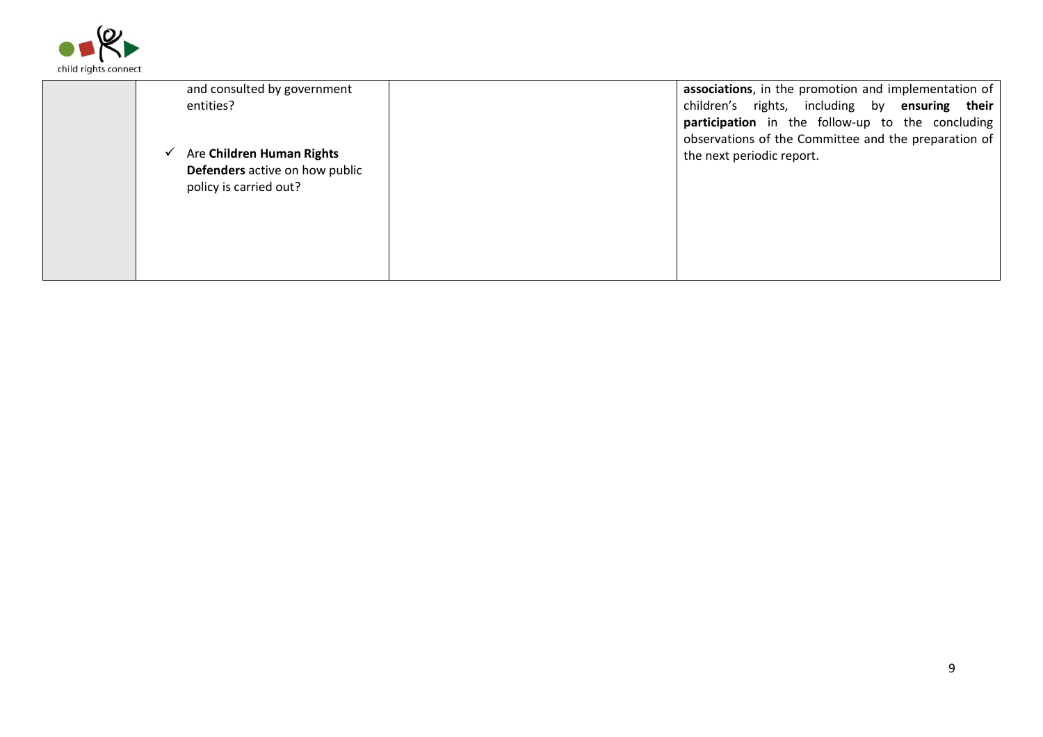| | | | |
|---|---|---|---|
| | and consulted by government entities?<br><br>✓ Are **Children Human Rights Defenders** active on how public policy is carried out? | | **associations**, in the promotion and implementation of children's rights, including by **ensuring their participation** in the follow-up to the concluding observations of the Committee and the preparation of the next periodic report. |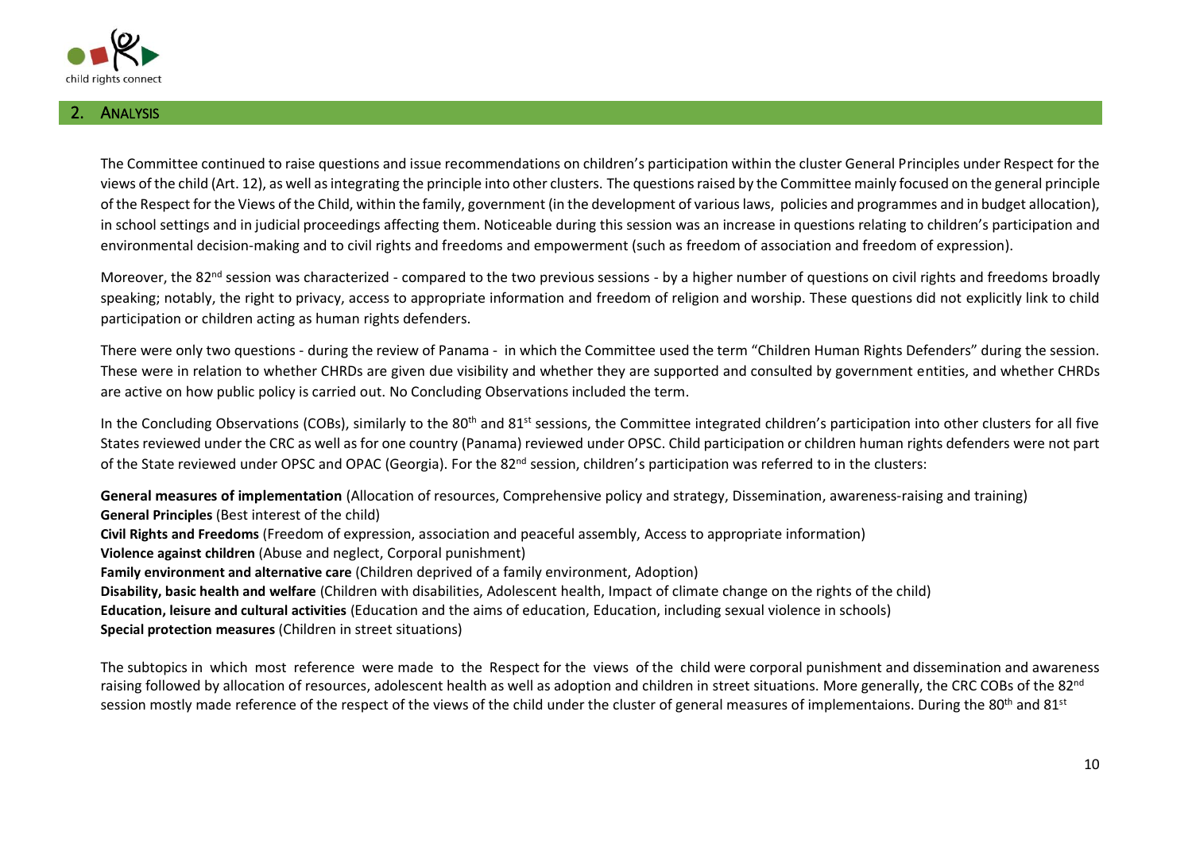## 2. Analysis

The Committee continued to raise questions and issue recommendations on children's participation within the cluster General Principles under Respect for the views of the child (Art. 12), as well as integrating the principle into other clusters. The questions raised by the Committee mainly focused on the general principle of the Respect for the Views of the Child, within the family, government (in the development of various laws, policies and programmes and in budget allocation), in school settings and in judicial proceedings affecting them. Noticeable during this session was an increase in questions relating to children's participation and environmental decision-making and to civil rights and freedoms and empowerment (such as freedom of association and freedom of expression).

Moreover, the 82nd session was characterized - compared to the two previous sessions - by a higher number of questions on civil rights and freedoms broadly speaking; notably, the right to privacy, access to appropriate information and freedom of religion and worship. These questions did not explicitly link to child participation or children acting as human rights defenders.

There were only two questions - during the review of Panama - in which the Committee used the term "Children Human Rights Defenders" during the session. These were in relation to whether CHRDs are given due visibility and whether they are supported and consulted by government entities, and whether CHRDs are active on how public policy is carried out. No Concluding Observations included the term.

In the Concluding Observations (COBs), similarly to the 80th and 81st sessions, the Committee integrated children's participation into other clusters for all five States reviewed under the CRC as well as for one country (Panama) reviewed under OPSC. Child participation or children human rights defenders were not part of the State reviewed under OPSC and OPAC (Georgia). For the 82nd session, children's participation was referred to in the clusters:

**General measures of implementation** (Allocation of resources, Comprehensive policy and strategy, Dissemination, awareness-raising and training)
**General Principles** (Best interest of the child)
**Civil Rights and Freedoms** (Freedom of expression, association and peaceful assembly, Access to appropriate information)
**Violence against children** (Abuse and neglect, Corporal punishment)
**Family environment and alternative care** (Children deprived of a family environment, Adoption)
**Disability, basic health and welfare** (Children with disabilities, Adolescent health, Impact of climate change on the rights of the child)
**Education, leisure and cultural activities** (Education and the aims of education, Education, including sexual violence in schools)
**Special protection measures** (Children in street situations)

The subtopics in which most reference were made to the Respect for the views of the child were corporal punishment and dissemination and awareness raising followed by allocation of resources, adolescent health as well as adoption and children in street situations. More generally, the CRC COBs of the 82nd session mostly made reference of the respect of the views of the child under the cluster of general measures of implementaions. During the 80th and 81st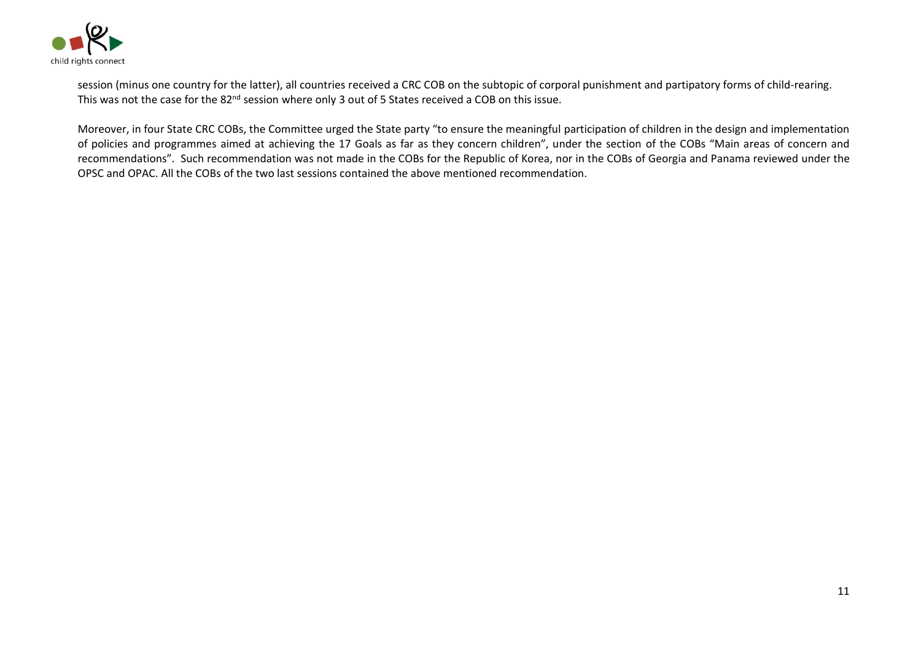session (minus one country for the latter), all countries received a CRC COB on the subtopic of corporal punishment and partipatory forms of child-rearing. This was not the case for the 82nd session where only 3 out of 5 States received a COB on this issue.

Moreover, in four State CRC COBs, the Committee urged the State party "to ensure the meaningful participation of children in the design and implementation of policies and programmes aimed at achieving the 17 Goals as far as they concern children", under the section of the COBs "Main areas of concern and recommendations". Such recommendation was not made in the COBs for the Republic of Korea, nor in the COBs of Georgia and Panama reviewed under the OPSC and OPAC. All the COBs of the two last sessions contained the above mentioned recommendation.